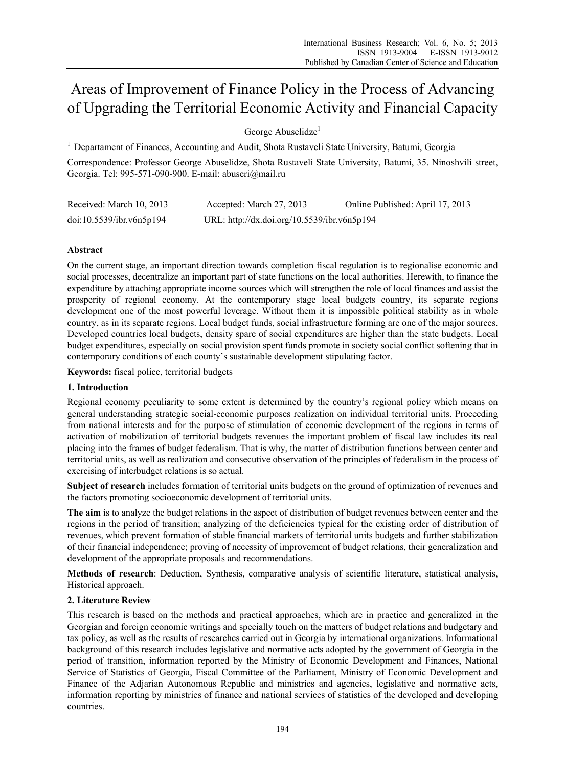# Areas of Improvement of Finance Policy in the Process of Advancing of Upgrading the Territorial Economic Activity and Financial Capacity

George Abuselidze[1]

[1] Departament of Finances, Accounting and Audit, Shota Rustaveli State University, Batumi, Georgia

Correspondence: Professor George Abuselidze, Shota Rustaveli State University, Batumi, 35. Ninoshvili street, Georgia. Tel: 995-571-090-900. E-mail: abuseri@mail.ru

Received: March 10, 2013 Accepted: March 27, 2013 Online Published: April 17, 2013

doi:10.5539/ibr.v6n5p194 URL: http://dx.doi.org/10.5539/ibr.v6n5p194

## Abstract

On the current stage, an important direction towards completion fiscal regulation is to regionalise economic and social processes, decentralize an important part of state functions on the local authorities. Herewith, to finance the expenditure by attaching appropriate income sources which will strengthen the role of local finances and assist the prosperity of regional economy. At the contemporary stage local budgets country, its separate regions development one of the most powerful leverage. Without them it is impossible political stability as in whole country, as in its separate regions. Local budget funds, social infrastructure forming are one of the major sources. Developed countries local budgets, density spare of social expenditures are higher than the state budgets. Local budget expenditures, especially on social provision spent funds promote in society social conflict softening that in contemporary conditions of each county's sustainable development stipulating factor.

**Keywords:** fiscal police, territorial budgets

## 1. Introduction

Regional economy peculiarity to some extent is determined by the country's regional policy which means on general understanding strategic social-economic purposes realization on individual territorial units. Proceeding from national interests and for the purpose of stimulation of economic development of the regions in terms of activation of mobilization of territorial budgets revenues the important problem of fiscal law includes its real placing into the frames of budget federalism. That is why, the matter of distribution functions between center and territorial units, as well as realization and consecutive observation of the principles of federalism in the process of exercising of interbudget relations is so actual.

**Subject of research** includes formation of territorial units budgets on the ground of optimization of revenues and the factors promoting socioeconomic development of territorial units.

**The aim** is to analyze the budget relations in the aspect of distribution of budget revenues between center and the regions in the period of transition; analyzing of the deficiencies typical for the existing order of distribution of revenues, which prevent formation of stable financial markets of territorial units budgets and further stabilization of their financial independence; proving of necessity of improvement of budget relations, their generalization and development of the appropriate proposals and recommendations.

**Methods of research**: Deduction, Synthesis, comparative analysis of scientific literature, statistical analysis, Historical approach.

## 2. Literature Review

This research is based on the methods and practical approaches, which are in practice and generalized in the Georgian and foreign economic writings and specially touch on the matters of budget relations and budgetary and tax policy, as well as the results of researches carried out in Georgia by international organizations. Informational background of this research includes legislative and normative acts adopted by the government of Georgia in the period of transition, information reported by the Ministry of Economic Development and Finances, National Service of Statistics of Georgia, Fiscal Committee of the Parliament, Ministry of Economic Development and Finance of the Adjarian Autonomous Republic and ministries and agencies, legislative and normative acts, information reporting by ministries of finance and national services of statistics of the developed and developing countries.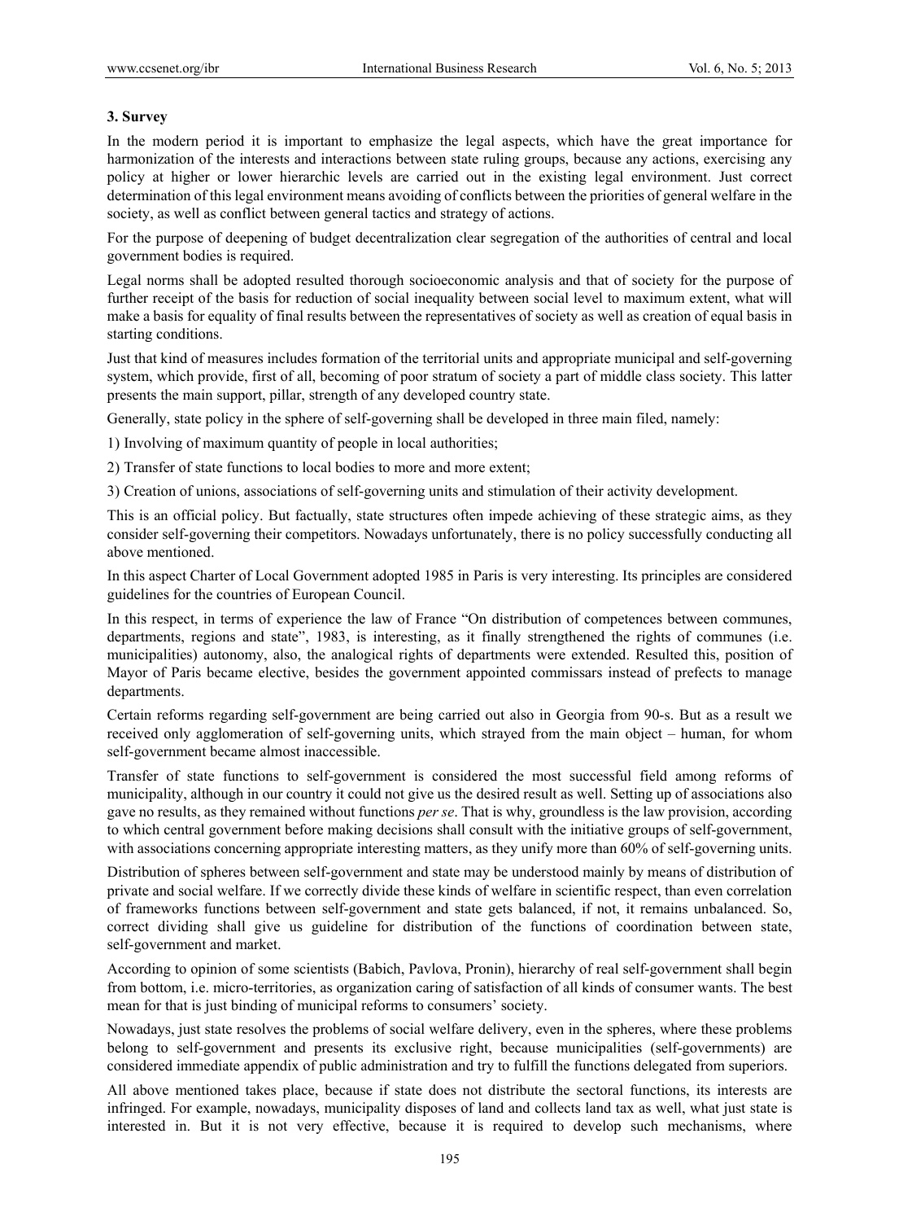## 3. Survey

In the modern period it is important to emphasize the legal aspects, which have the great importance for harmonization of the interests and interactions between state ruling groups, because any actions, exercising any policy at higher or lower hierarchic levels are carried out in the existing legal environment. Just correct determination of this legal environment means avoiding of conflicts between the priorities of general welfare in the society, as well as conflict between general tactics and strategy of actions.

For the purpose of deepening of budget decentralization clear segregation of the authorities of central and local government bodies is required.

Legal norms shall be adopted resulted thorough socioeconomic analysis and that of society for the purpose of further receipt of the basis for reduction of social inequality between social level to maximum extent, what will make a basis for equality of final results between the representatives of society as well as creation of equal basis in starting conditions.

Just that kind of measures includes formation of the territorial units and appropriate municipal and self-governing system, which provide, first of all, becoming of poor stratum of society a part of middle class society. This latter presents the main support, pillar, strength of any developed country state.

Generally, state policy in the sphere of self-governing shall be developed in three main filed, namely:

1) Involving of maximum quantity of people in local authorities;

2) Transfer of state functions to local bodies to more and more extent;

3) Creation of unions, associations of self-governing units and stimulation of their activity development.

This is an official policy. But factually, state structures often impede achieving of these strategic aims, as they consider self-governing their competitors. Nowadays unfortunately, there is no policy successfully conducting all above mentioned.

In this aspect Charter of Local Government adopted 1985 in Paris is very interesting. Its principles are considered guidelines for the countries of European Council.

In this respect, in terms of experience the law of France "On distribution of competences between communes, departments, regions and state", 1983, is interesting, as it finally strengthened the rights of communes (i.e. municipalities) autonomy, also, the analogical rights of departments were extended. Resulted this, position of Mayor of Paris became elective, besides the government appointed commissars instead of prefects to manage departments.

Certain reforms regarding self-government are being carried out also in Georgia from 90-s. But as a result we received only agglomeration of self-governing units, which strayed from the main object – human, for whom self-government became almost inaccessible.

Transfer of state functions to self-government is considered the most successful field among reforms of municipality, although in our country it could not give us the desired result as well. Setting up of associations also gave no results, as they remained without functions *per se*. That is why, groundless is the law provision, according to which central government before making decisions shall consult with the initiative groups of self-government, with associations concerning appropriate interesting matters, as they unify more than 60% of self-governing units.

Distribution of spheres between self-government and state may be understood mainly by means of distribution of private and social welfare. If we correctly divide these kinds of welfare in scientific respect, than even correlation of frameworks functions between self-government and state gets balanced, if not, it remains unbalanced. So, correct dividing shall give us guideline for distribution of the functions of coordination between state, self-government and market.

According to opinion of some scientists (Babich, Pavlova, Pronin), hierarchy of real self-government shall begin from bottom, i.e. micro-territories, as organization caring of satisfaction of all kinds of consumer wants. The best mean for that is just binding of municipal reforms to consumers' society.

Nowadays, just state resolves the problems of social welfare delivery, even in the spheres, where these problems belong to self-government and presents its exclusive right, because municipalities (self-governments) are considered immediate appendix of public administration and try to fulfill the functions delegated from superiors.

All above mentioned takes place, because if state does not distribute the sectoral functions, its interests are infringed. For example, nowadays, municipality disposes of land and collects land tax as well, what just state is interested in. But it is not very effective, because it is required to develop such mechanisms, where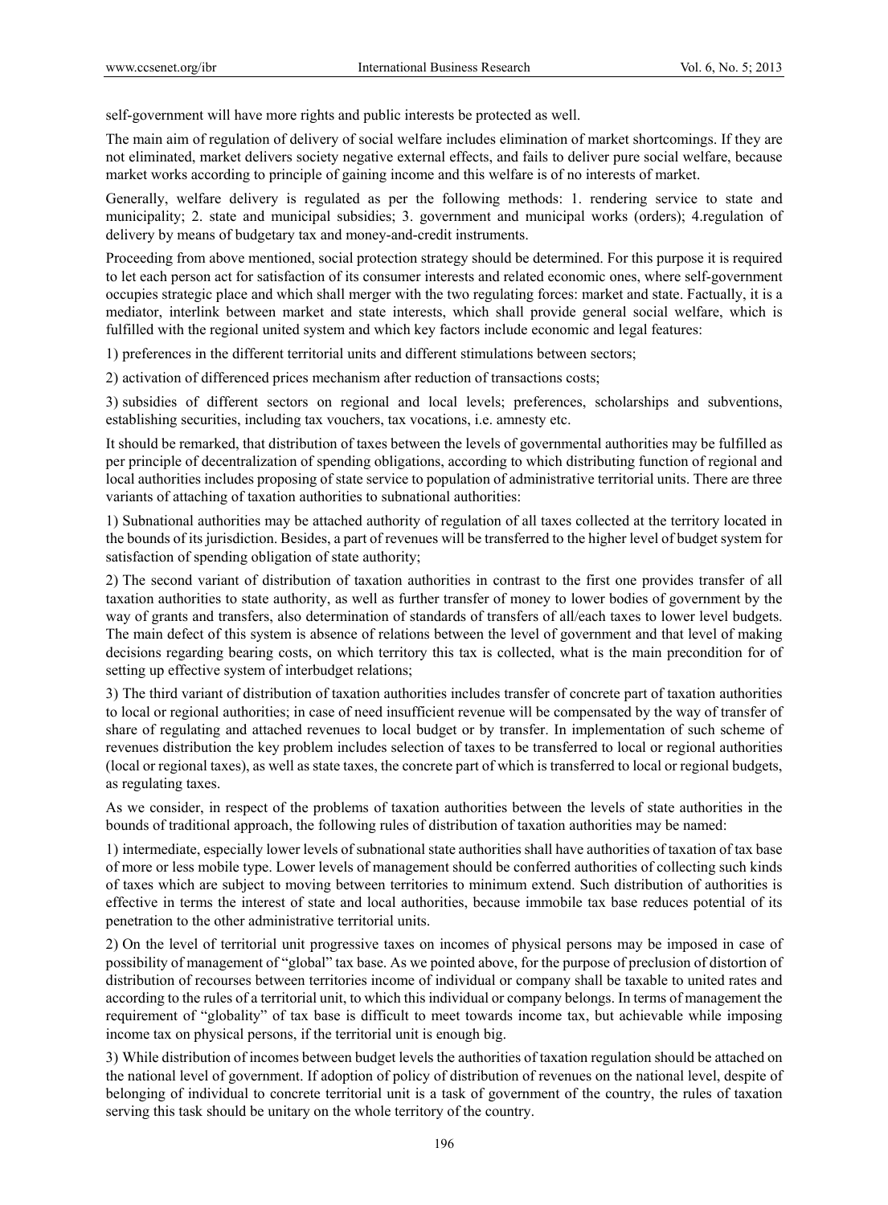self-government will have more rights and public interests be protected as well.

The main aim of regulation of delivery of social welfare includes elimination of market shortcomings. If they are not eliminated, market delivers society negative external effects, and fails to deliver pure social welfare, because market works according to principle of gaining income and this welfare is of no interests of market.

Generally, welfare delivery is regulated as per the following methods: 1. rendering service to state and municipality; 2. state and municipal subsidies; 3. government and municipal works (orders); 4.regulation of delivery by means of budgetary tax and money-and-credit instruments.

Proceeding from above mentioned, social protection strategy should be determined. For this purpose it is required to let each person act for satisfaction of its consumer interests and related economic ones, where self-government occupies strategic place and which shall merger with the two regulating forces: market and state. Factually, it is a mediator, interlink between market and state interests, which shall provide general social welfare, which is fulfilled with the regional united system and which key factors include economic and legal features:

1) preferences in the different territorial units and different stimulations between sectors;

2) activation of differenced prices mechanism after reduction of transactions costs;

3) subsidies of different sectors on regional and local levels; preferences, scholarships and subventions, establishing securities, including tax vouchers, tax vocations, i.e. amnesty etc.

It should be remarked, that distribution of taxes between the levels of governmental authorities may be fulfilled as per principle of decentralization of spending obligations, according to which distributing function of regional and local authorities includes proposing of state service to population of administrative territorial units. There are three variants of attaching of taxation authorities to subnational authorities:

1) Subnational authorities may be attached authority of regulation of all taxes collected at the territory located in the bounds of its jurisdiction. Besides, a part of revenues will be transferred to the higher level of budget system for satisfaction of spending obligation of state authority;

2) The second variant of distribution of taxation authorities in contrast to the first one provides transfer of all taxation authorities to state authority, as well as further transfer of money to lower bodies of government by the way of grants and transfers, also determination of standards of transfers of all/each taxes to lower level budgets. The main defect of this system is absence of relations between the level of government and that level of making decisions regarding bearing costs, on which territory this tax is collected, what is the main precondition for of setting up effective system of interbudget relations;

3) The third variant of distribution of taxation authorities includes transfer of concrete part of taxation authorities to local or regional authorities; in case of need insufficient revenue will be compensated by the way of transfer of share of regulating and attached revenues to local budget or by transfer. In implementation of such scheme of revenues distribution the key problem includes selection of taxes to be transferred to local or regional authorities (local or regional taxes), as well as state taxes, the concrete part of which is transferred to local or regional budgets, as regulating taxes.

As we consider, in respect of the problems of taxation authorities between the levels of state authorities in the bounds of traditional approach, the following rules of distribution of taxation authorities may be named:

1) intermediate, especially lower levels of subnational state authorities shall have authorities of taxation of tax base of more or less mobile type. Lower levels of management should be conferred authorities of collecting such kinds of taxes which are subject to moving between territories to minimum extend. Such distribution of authorities is effective in terms the interest of state and local authorities, because immobile tax base reduces potential of its penetration to the other administrative territorial units.

2) On the level of territorial unit progressive taxes on incomes of physical persons may be imposed in case of possibility of management of "global" tax base. As we pointed above, for the purpose of preclusion of distortion of distribution of recourses between territories income of individual or company shall be taxable to united rates and according to the rules of a territorial unit, to which this individual or company belongs. In terms of management the requirement of "globality" of tax base is difficult to meet towards income tax, but achievable while imposing income tax on physical persons, if the territorial unit is enough big.

3) While distribution of incomes between budget levels the authorities of taxation regulation should be attached on the national level of government. If adoption of policy of distribution of revenues on the national level, despite of belonging of individual to concrete territorial unit is a task of government of the country, the rules of taxation serving this task should be unitary on the whole territory of the country.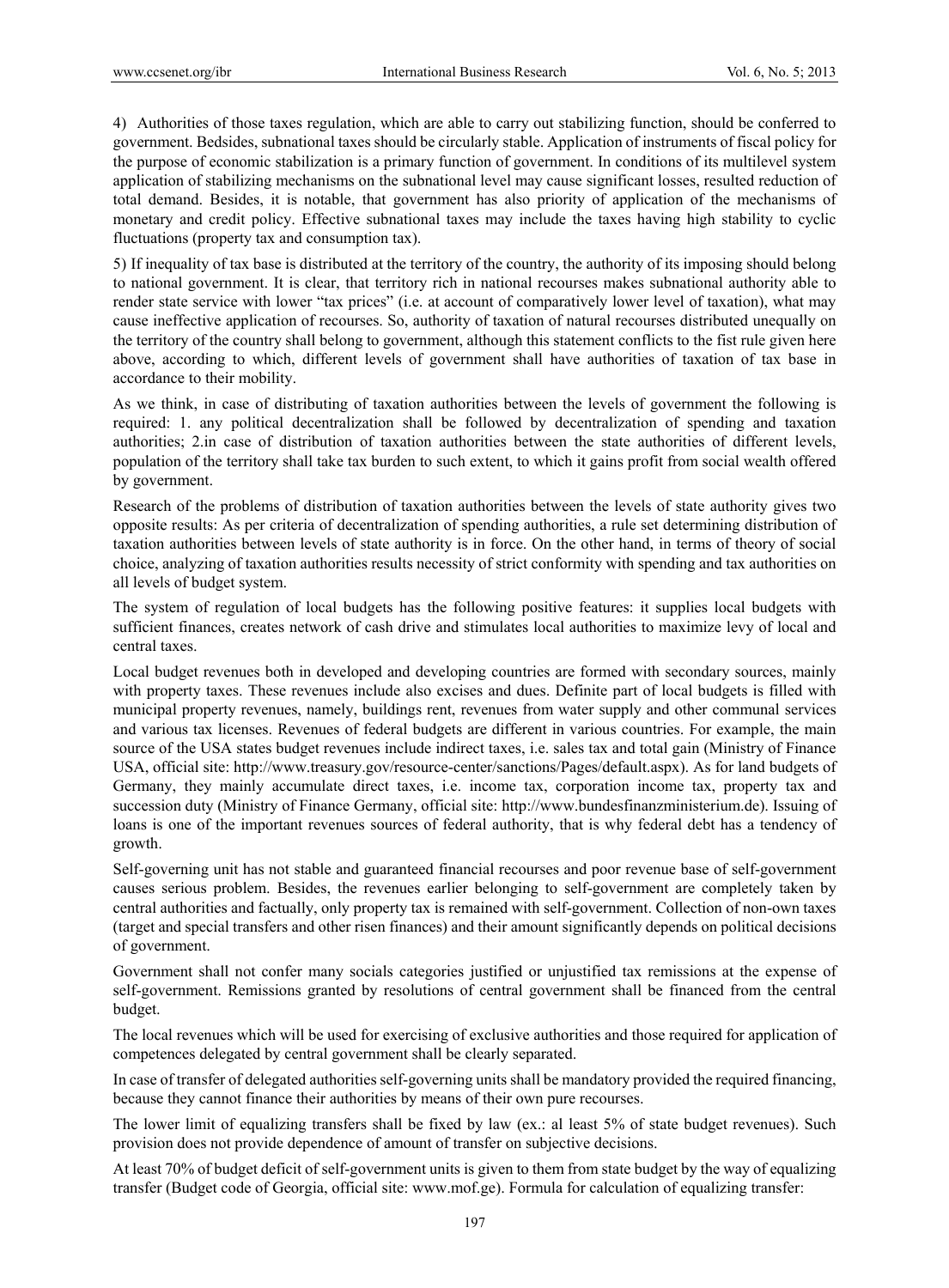4) Authorities of those taxes regulation, which are able to carry out stabilizing function, should be conferred to government. Bedsides, subnational taxes should be circularly stable. Application of instruments of fiscal policy for the purpose of economic stabilization is a primary function of government. In conditions of its multilevel system application of stabilizing mechanisms on the subnational level may cause significant losses, resulted reduction of total demand. Besides, it is notable, that government has also priority of application of the mechanisms of monetary and credit policy. Effective subnational taxes may include the taxes having high stability to cyclic fluctuations (property tax and consumption tax).

5) If inequality of tax base is distributed at the territory of the country, the authority of its imposing should belong to national government. It is clear, that territory rich in national recourses makes subnational authority able to render state service with lower "tax prices" (i.e. at account of comparatively lower level of taxation), what may cause ineffective application of recourses. So, authority of taxation of natural recourses distributed unequally on the territory of the country shall belong to government, although this statement conflicts to the fist rule given here above, according to which, different levels of government shall have authorities of taxation of tax base in accordance to their mobility.

As we think, in case of distributing of taxation authorities between the levels of government the following is required: 1. any political decentralization shall be followed by decentralization of spending and taxation authorities; 2.in case of distribution of taxation authorities between the state authorities of different levels, population of the territory shall take tax burden to such extent, to which it gains profit from social wealth offered by government.

Research of the problems of distribution of taxation authorities between the levels of state authority gives two opposite results: As per criteria of decentralization of spending authorities, a rule set determining distribution of taxation authorities between levels of state authority is in force. On the other hand, in terms of theory of social choice, analyzing of taxation authorities results necessity of strict conformity with spending and tax authorities on all levels of budget system.

The system of regulation of local budgets has the following positive features: it supplies local budgets with sufficient finances, creates network of cash drive and stimulates local authorities to maximize levy of local and central taxes.

Local budget revenues both in developed and developing countries are formed with secondary sources, mainly with property taxes. These revenues include also excises and dues. Definite part of local budgets is filled with municipal property revenues, namely, buildings rent, revenues from water supply and other communal services and various tax licenses. Revenues of federal budgets are different in various countries. For example, the main source of the USA states budget revenues include indirect taxes, i.e. sales tax and total gain (Ministry of Finance USA, official site: http://www.treasury.gov/resource-center/sanctions/Pages/default.aspx). As for land budgets of Germany, they mainly accumulate direct taxes, i.e. income tax, corporation income tax, property tax and succession duty (Ministry of Finance Germany, official site: http://www.bundesfinanzministerium.de). Issuing of loans is one of the important revenues sources of federal authority, that is why federal debt has a tendency of growth.

Self-governing unit has not stable and guaranteed financial recourses and poor revenue base of self-government causes serious problem. Besides, the revenues earlier belonging to self-government are completely taken by central authorities and factually, only property tax is remained with self-government. Collection of non-own taxes (target and special transfers and other risen finances) and their amount significantly depends on political decisions of government.

Government shall not confer many socials categories justified or unjustified tax remissions at the expense of self-government. Remissions granted by resolutions of central government shall be financed from the central budget.

The local revenues which will be used for exercising of exclusive authorities and those required for application of competences delegated by central government shall be clearly separated.

In case of transfer of delegated authorities self-governing units shall be mandatory provided the required financing, because they cannot finance their authorities by means of their own pure recourses.

The lower limit of equalizing transfers shall be fixed by law (ex.: al least 5% of state budget revenues). Such provision does not provide dependence of amount of transfer on subjective decisions.

At least 70% of budget deficit of self-government units is given to them from state budget by the way of equalizing transfer (Budget code of Georgia, official site: www.mof.ge). Formula for calculation of equalizing transfer: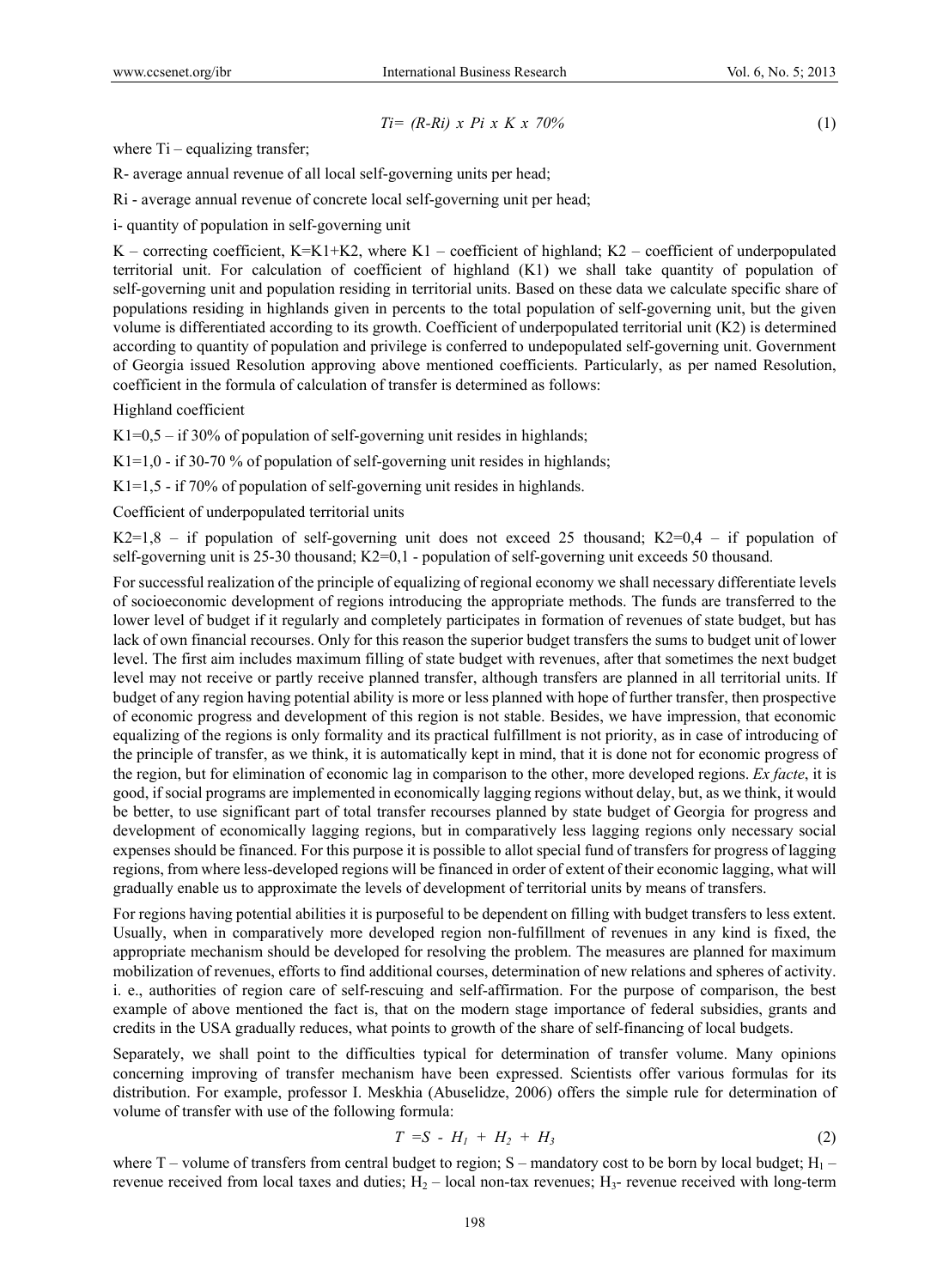$$Ti= (R-Ri) \times Pi \times K \times 70\% \quad (1)$$

where Ti – equalizing transfer;

R- average annual revenue of all local self-governing units per head;

Ri - average annual revenue of concrete local self-governing unit per head;

i- quantity of population in self-governing unit

K – correcting coefficient, K=K1+K2, where K1 – coefficient of highland; K2 – coefficient of underpopulated territorial unit. For calculation of coefficient of highland (K1) we shall take quantity of population of self-governing unit and population residing in territorial units. Based on these data we calculate specific share of populations residing in highlands given in percents to the total population of self-governing unit, but the given volume is differentiated according to its growth. Coefficient of underpopulated territorial unit (K2) is determined according to quantity of population and privilege is conferred to undepopulated self-governing unit. Government of Georgia issued Resolution approving above mentioned coefficients. Particularly, as per named Resolution, coefficient in the formula of calculation of transfer is determined as follows:

Highland coefficient

K1=0,5 – if 30% of population of self-governing unit resides in highlands;

K1=1,0 - if 30-70 % of population of self-governing unit resides in highlands;

K1=1,5 - if 70% of population of self-governing unit resides in highlands.

Coefficient of underpopulated territorial units

K2=1,8 – if population of self-governing unit does not exceed 25 thousand; K2=0,4 – if population of self-governing unit is 25-30 thousand; K2=0,1 - population of self-governing unit exceeds 50 thousand.

For successful realization of the principle of equalizing of regional economy we shall necessary differentiate levels of socioeconomic development of regions introducing the appropriate methods. The funds are transferred to the lower level of budget if it regularly and completely participates in formation of revenues of state budget, but has lack of own financial recourses. Only for this reason the superior budget transfers the sums to budget unit of lower level. The first aim includes maximum filling of state budget with revenues, after that sometimes the next budget level may not receive or partly receive planned transfer, although transfers are planned in all territorial units. If budget of any region having potential ability is more or less planned with hope of further transfer, then prospective of economic progress and development of this region is not stable. Besides, we have impression, that economic equalizing of the regions is only formality and its practical fulfillment is not priority, as in case of introducing of the principle of transfer, as we think, it is automatically kept in mind, that it is done not for economic progress of the region, but for elimination of economic lag in comparison to the other, more developed regions. *Ex facte*, it is good, if social programs are implemented in economically lagging regions without delay, but, as we think, it would be better, to use significant part of total transfer recourses planned by state budget of Georgia for progress and development of economically lagging regions, but in comparatively less lagging regions only necessary social expenses should be financed. For this purpose it is possible to allot special fund of transfers for progress of lagging regions, from where less-developed regions will be financed in order of extent of their economic lagging, what will gradually enable us to approximate the levels of development of territorial units by means of transfers.

For regions having potential abilities it is purposeful to be dependent on filling with budget transfers to less extent. Usually, when in comparatively more developed region non-fulfillment of revenues in any kind is fixed, the appropriate mechanism should be developed for resolving the problem. The measures are planned for maximum mobilization of revenues, efforts to find additional courses, determination of new relations and spheres of activity. i. e., authorities of region care of self-rescuing and self-affirmation. For the purpose of comparison, the best example of above mentioned the fact is, that on the modern stage importance of federal subsidies, grants and credits in the USA gradually reduces, what points to growth of the share of self-financing of local budgets.

Separately, we shall point to the difficulties typical for determination of transfer volume. Many opinions concerning improving of transfer mechanism have been expressed. Scientists offer various formulas for its distribution. For example, professor I. Meskhia (Abuselidze, 2006) offers the simple rule for determination of volume of transfer with use of the following formula:

$$T = S - H_1 + H_2 + H_3 \quad (2)$$

where T – volume of transfers from central budget to region; S – mandatory cost to be born by local budget; $H_1$ – revenue received from local taxes and duties; $H_2$ – local non-tax revenues; $H_3$- revenue received with long-term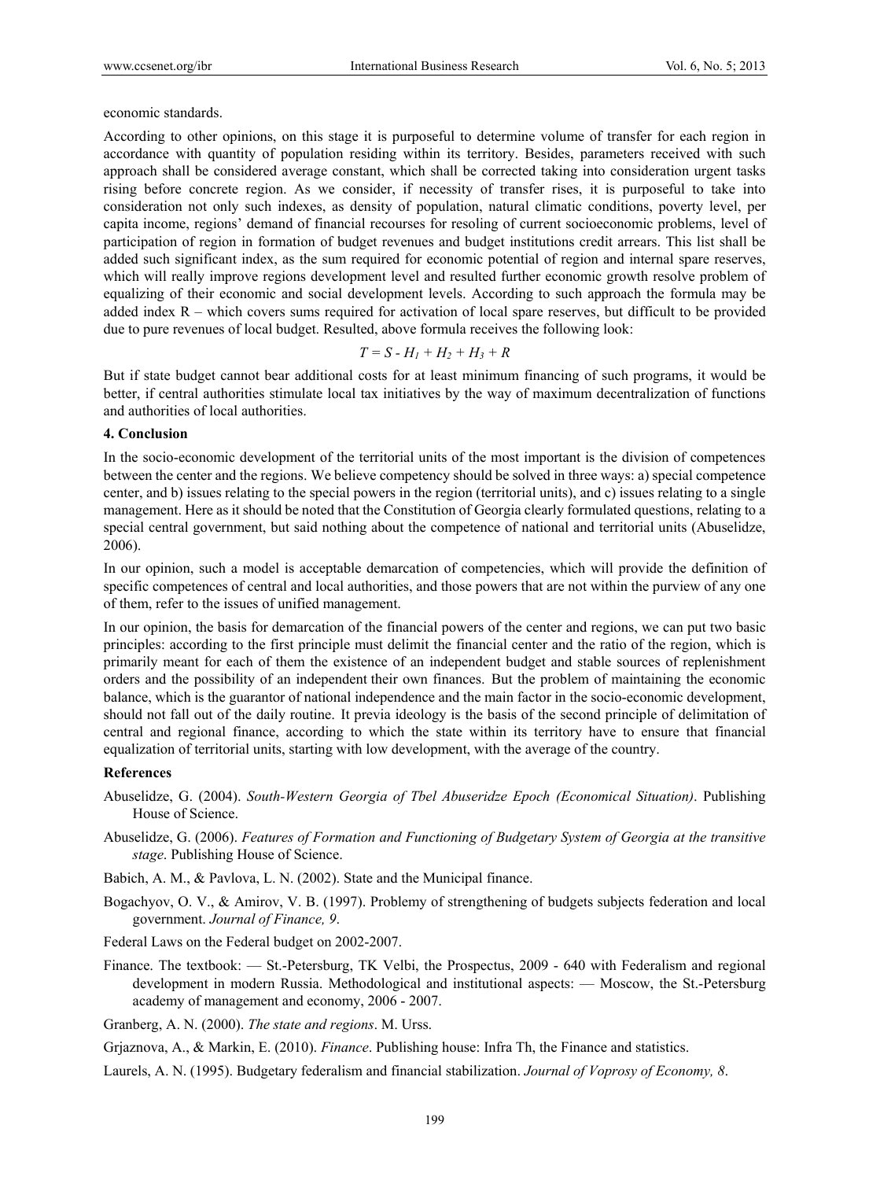economic standards.

According to other opinions, on this stage it is purposeful to determine volume of transfer for each region in accordance with quantity of population residing within its territory. Besides, parameters received with such approach shall be considered average constant, which shall be corrected taking into consideration urgent tasks rising before concrete region. As we consider, if necessity of transfer rises, it is purposeful to take into consideration not only such indexes, as density of population, natural climatic conditions, poverty level, per capita income, regions' demand of financial recourses for resoling of current socioeconomic problems, level of participation of region in formation of budget revenues and budget institutions credit arrears. This list shall be added such significant index, as the sum required for economic potential of region and internal spare reserves, which will really improve regions development level and resulted further economic growth resolve problem of equalizing of their economic and social development levels. According to such approach the formula may be added index R – which covers sums required for activation of local spare reserves, but difficult to be provided due to pure revenues of local budget. Resulted, above formula receives the following look:

$$T = S - H_1 + H_2 + H_3 + R$$

But if state budget cannot bear additional costs for at least minimum financing of such programs, it would be better, if central authorities stimulate local tax initiatives by the way of maximum decentralization of functions and authorities of local authorities.

## 4. Conclusion

In the socio-economic development of the territorial units of the most important is the division of competences between the center and the regions. We believe competency should be solved in three ways: a) special competence center, and b) issues relating to the special powers in the region (territorial units), and c) issues relating to a single management. Here as it should be noted that the Constitution of Georgia clearly formulated questions, relating to a special central government, but said nothing about the competence of national and territorial units (Abuselidze, 2006).

In our opinion, such a model is acceptable demarcation of competencies, which will provide the definition of specific competences of central and local authorities, and those powers that are not within the purview of any one of them, refer to the issues of unified management.

In our opinion, the basis for demarcation of the financial powers of the center and regions, we can put two basic principles: according to the first principle must delimit the financial center and the ratio of the region, which is primarily meant for each of them the existence of an independent budget and stable sources of replenishment orders and the possibility of an independent their own finances. But the problem of maintaining the economic balance, which is the guarantor of national independence and the main factor in the socio-economic development, should not fall out of the daily routine. It previa ideology is the basis of the second principle of delimitation of central and regional finance, according to which the state within its territory have to ensure that financial equalization of territorial units, starting with low development, with the average of the country.

## References

Abuselidze, G. (2004). *South-Western Georgia of Tbel Abuseridze Epoch (Economical Situation)*. Publishing House of Science.

Abuselidze, G. (2006). *Features of Formation and Functioning of Budgetary System of Georgia at the transitive stage*. Publishing House of Science.

Babich, A. M., & Pavlova, L. N. (2002). State and the Municipal finance.

Bogachyov, O. V., & Amirov, V. B. (1997). Problemy of strengthening of budgets subjects federation and local government. *Journal of Finance, 9*.

Federal Laws on the Federal budget on 2002-2007.

Finance. The textbook: — St.-Petersburg, TK Velbi, the Prospectus, 2009 - 640 with Federalism and regional development in modern Russia. Methodological and institutional aspects: — Moscow, the St.-Petersburg academy of management and economy, 2006 - 2007.

Granberg, A. N. (2000). *The state and regions*. M. Urss.

Grjaznova, A., & Markin, E. (2010). *Finance*. Publishing house: Infra Th, the Finance and statistics.

Laurels, A. N. (1995). Budgetary federalism and financial stabilization. *Journal of Voprosy of Economy, 8*.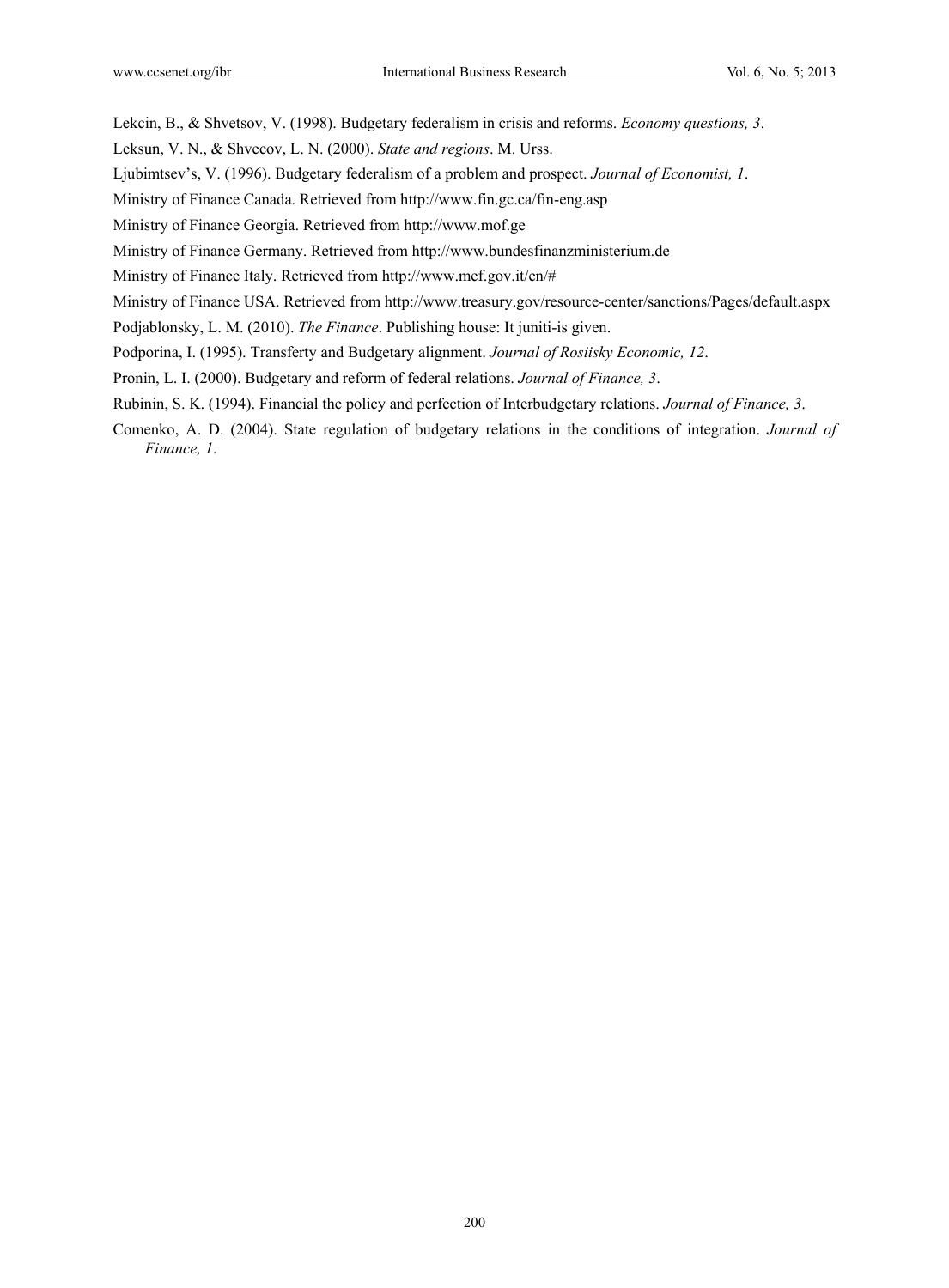Lekcin, B., & Shvetsov, V. (1998). Budgetary federalism in crisis and reforms. *Economy questions, 3*.

Leksun, V. N., & Shvecov, L. N. (2000). *State and regions*. M. Urss.

Ljubimtsev's, V. (1996). Budgetary federalism of a problem and prospect. *Journal of Economist, 1*.

Ministry of Finance Canada. Retrieved from http://www.fin.gc.ca/fin-eng.asp

Ministry of Finance Georgia. Retrieved from http://www.mof.ge

Ministry of Finance Germany. Retrieved from http://www.bundesfinanzministerium.de

Ministry of Finance Italy. Retrieved from http://www.mef.gov.it/en/#

Ministry of Finance USA. Retrieved from http://www.treasury.gov/resource-center/sanctions/Pages/default.aspx

Podjablonsky, L. M. (2010). *The Finance*. Publishing house: It juniti-is given.

Podporina, I. (1995). Transferty and Budgetary alignment. *Journal of Rosiisky Economic, 12*.

Pronin, L. I. (2000). Budgetary and reform of federal relations. *Journal of Finance, 3*.

Rubinin, S. K. (1994). Financial the policy and perfection of Interbudgetary relations. *Journal of Finance, 3*.

Comenko, A. D. (2004). State regulation of budgetary relations in the conditions of integration. *Journal of Finance, 1*.